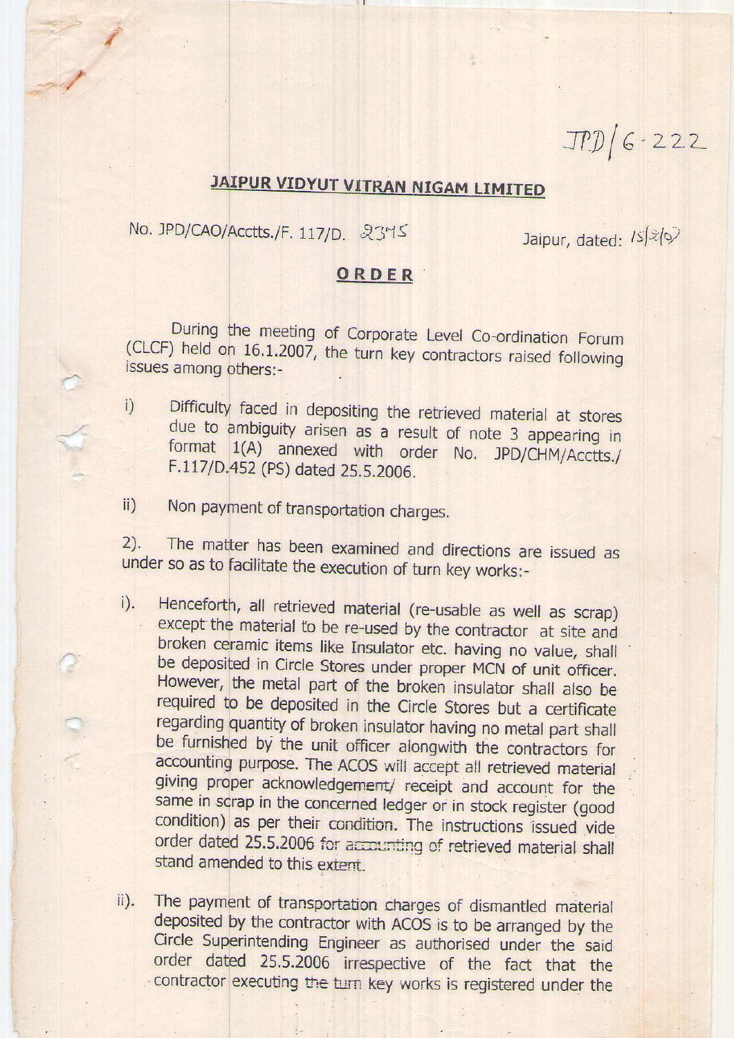JPD/6-222

# JAIPUR VIDYUT VITRAN NIGAM LIMITED

No. JPD/CAO/Acctts./F. 117/D. 2375 Jaipur, dated: 15/2/07

## ORDER

During the meeting of Corporate Level Co-ordination Forum (CLCF) held on 16.1.2007, the turn key contractors raised following issues among others:-

i) Difficulty faced in depositing the retrieved material at stores due to ambiguity arisen as a result of note 3 appearing in format 1(A) annexed with order No. JPD/CHM/Acctts./ F.117/D.452 (PS) dated 25.5.2006.

ii) Non payment of transportation charges.

2). The matter has been examined and directions are issued as under so as to facilitate the execution of turn key works:-

i). Henceforth, all retrieved material (re-usable as well as scrap) except the material to be re-used by the contractor at site and broken ceramic items like Insulator etc. having no value, shall be deposited in Circle Stores under proper MCN of unit officer. However, the metal part of the broken insulator shall also be required to be deposited in the Circle Stores but a certificate regarding quantity of broken insulator having no metal part shall be furnished by the unit officer alongwith the contractors for accounting purpose. The ACOS will accept all retrieved material giving proper acknowledgement/ receipt and account for the same in scrap in the concerned ledger or in stock register (good condition) as per their condition. The instructions issued vide order dated 25.5.2006 for accounting of retrieved material shall stand amended to this extent.

ii). The payment of transportation charges of dismantled material deposited by the contractor with ACOS is to be arranged by the Circle Superintending Engineer as authorised under the said order dated 25.5.2006 irrespective of the fact that the contractor executing the turn key works is registered under the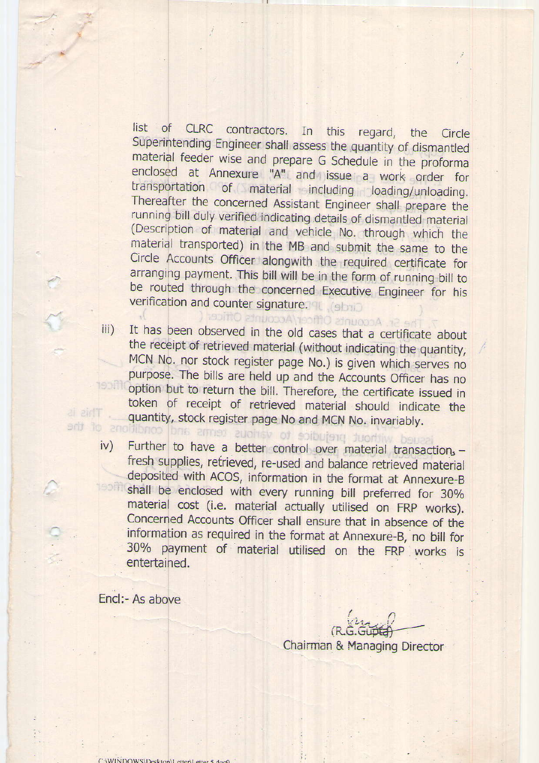list of CLRC contractors. In this regard, the Circle Superintending Engineer shall assess the quantity of dismantled material feeder wise and prepare G Schedule in the proforma enclosed at Annexure "A" and issue a work order for transportation of material including loading/unloading. Thereafter the concerned Assistant Engineer shall prepare the running bill duly verified indicating details of dismantled material (Description of material and vehicle No. through which the material transported) in the MB and submit the same to the Circle Accounts Officer alongwith the required certificate for arranging payment. This bill will be in the form of running bill to be routed through the concerned Executive Engineer for his verification and counter signature.

iii) It has been observed in the old cases that a certificate about the receipt of retrieved material (without indicating the quantity, MCN No. nor stock register page No.) is given which serves no purpose. The bills are held up and the Accounts Officer has no option but to return the bill. Therefore, the certificate issued in token of receipt of retrieved material should indicate the quantity, stock register page No and MCN No. invariably.

iv) Further to have a better control over material transaction, – fresh supplies, retrieved, re-used and balance retrieved material deposited with ACOS, information in the format at Annexure-B shall be enclosed with every running bill preferred for 30% material cost (i.e. material actually utilised on FRP works). Concerned Accounts Officer shall ensure that in absence of the information as required in the format at Annexure-B, no bill for 30% payment of material utilised on the FRP works is entertained.

Encl:- As above

(R.G.Gupta)
Chairman & Managing Director